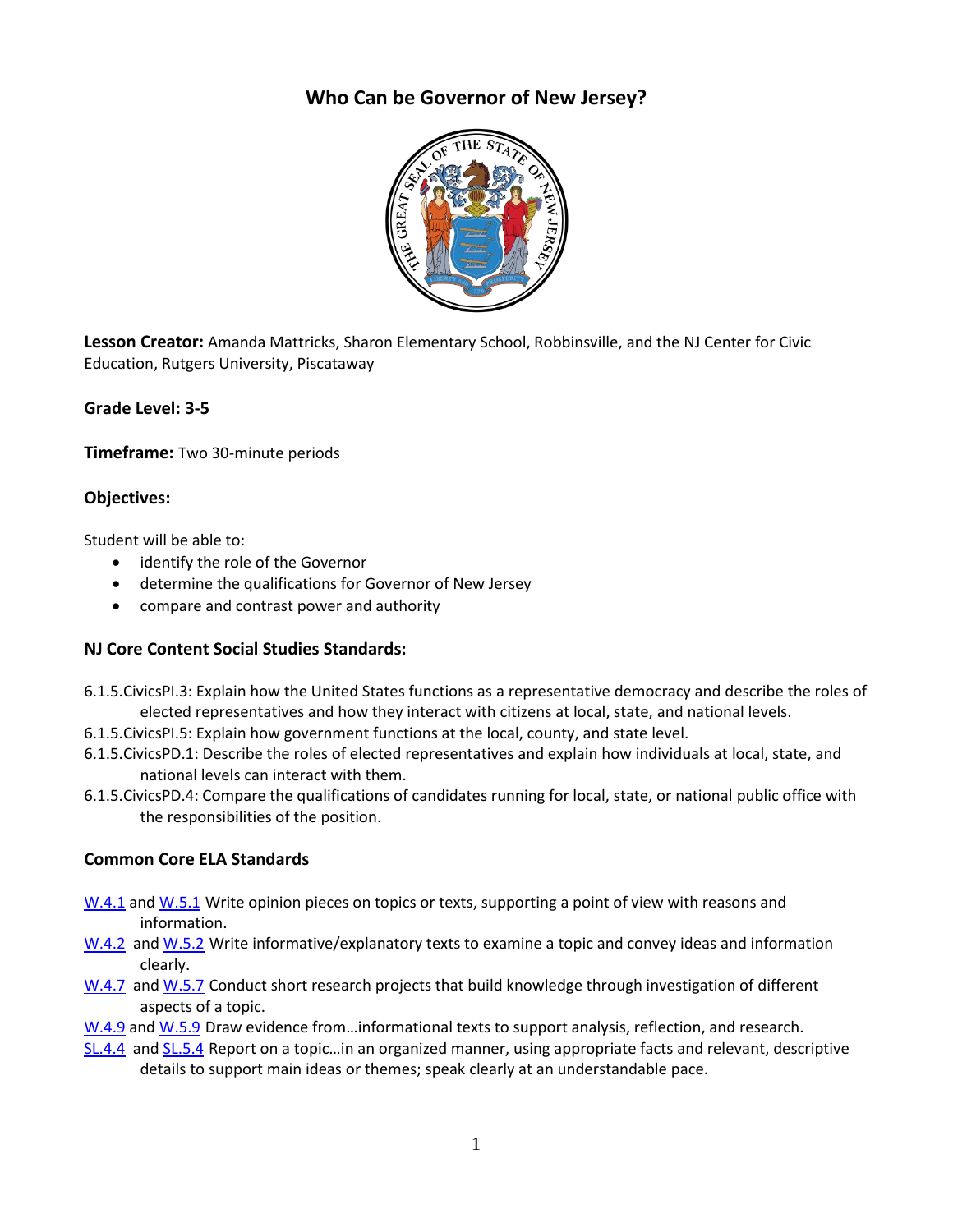# Who Can be Governor of New Jersey?

**Lesson Creator:** Amanda Mattricks, Sharon Elementary School, Robbinsville, and the NJ Center for Civic Education, Rutgers University, Piscataway

**Grade Level: 3-5**

**Timeframe:** Two 30-minute periods

## Objectives:

Student will be able to:

- identify the role of the Governor
- determine the qualifications for Governor of New Jersey
- compare and contrast power and authority

## NJ Core Content Social Studies Standards:

6.1.5.CivicsPI.3: Explain how the United States functions as a representative democracy and describe the roles of elected representatives and how they interact with citizens at local, state, and national levels.

6.1.5.CivicsPI.5: Explain how government functions at the local, county, and state level.

6.1.5.CivicsPD.1: Describe the roles of elected representatives and explain how individuals at local, state, and national levels can interact with them.

6.1.5.CivicsPD.4: Compare the qualifications of candidates running for local, state, or national public office with the responsibilities of the position.

## Common Core ELA Standards

W.4.1 and W.5.1 Write opinion pieces on topics or texts, supporting a point of view with reasons and information.

W.4.2 and W.5.2 Write informative/explanatory texts to examine a topic and convey ideas and information clearly.

W.4.7 and W.5.7 Conduct short research projects that build knowledge through investigation of different aspects of a topic.

W.4.9 and W.5.9 Draw evidence from…informational texts to support analysis, reflection, and research.

SL.4.4 and SL.5.4 Report on a topic…in an organized manner, using appropriate facts and relevant, descriptive details to support main ideas or themes; speak clearly at an understandable pace.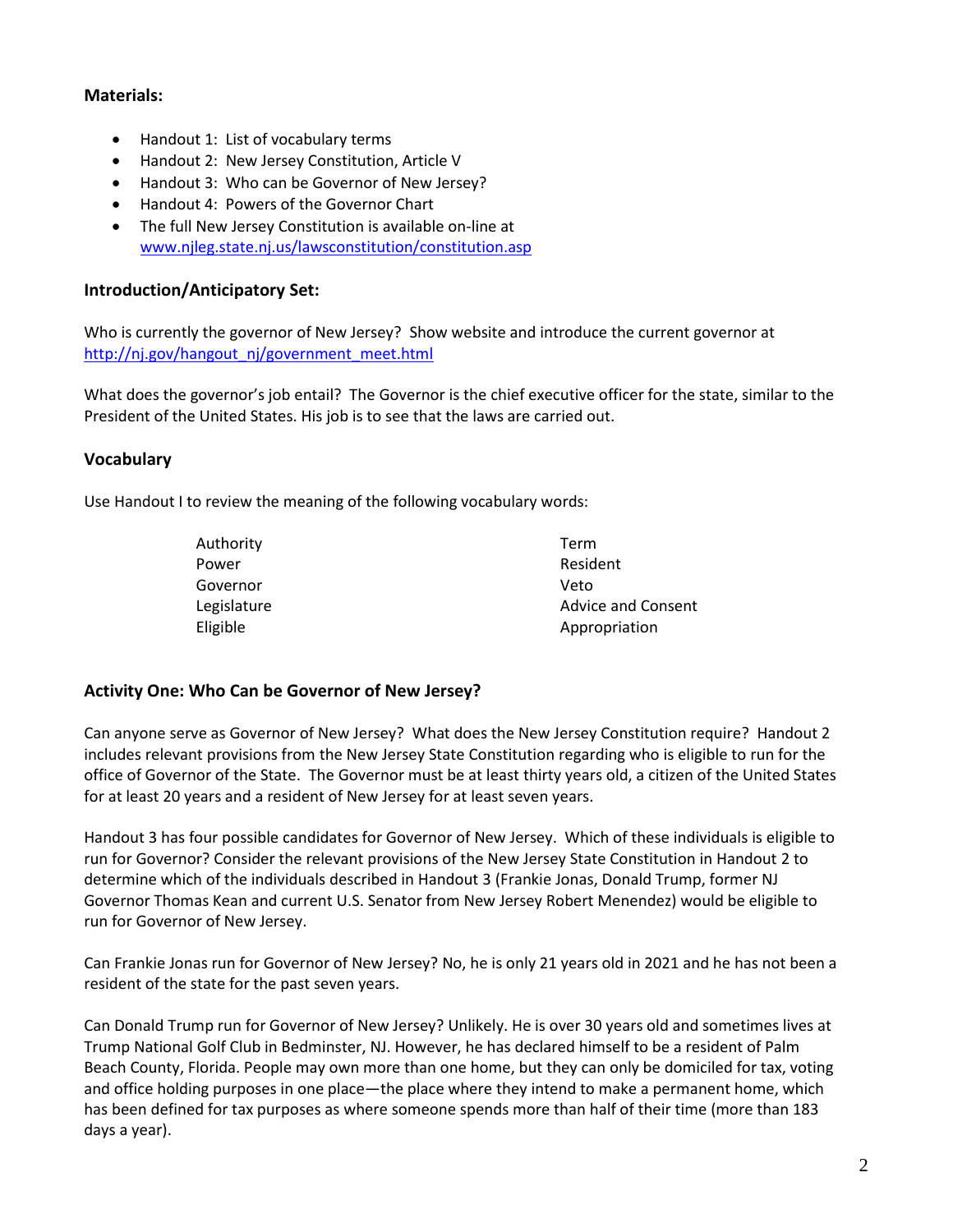### Materials:

- Handout 1: List of vocabulary terms
- Handout 2: New Jersey Constitution, Article V
- Handout 3: Who can be Governor of New Jersey?
- Handout 4: Powers of the Governor Chart
- The full New Jersey Constitution is available on-line at www.njleg.state.nj.us/lawsconstitution/constitution.asp

### Introduction/Anticipatory Set:

Who is currently the governor of New Jersey? Show website and introduce the current governor at http://nj.gov/hangout_nj/government_meet.html

What does the governor's job entail? The Governor is the chief executive officer for the state, similar to the President of the United States. His job is to see that the laws are carried out.

### Vocabulary

Use Handout I to review the meaning of the following vocabulary words:

| | |
|---|---|
| Authority | Term |
| Power | Resident |
| Governor | Veto |
| Legislature | Advice and Consent |
| Eligible | Appropriation |

### Activity One: Who Can be Governor of New Jersey?

Can anyone serve as Governor of New Jersey? What does the New Jersey Constitution require? Handout 2 includes relevant provisions from the New Jersey State Constitution regarding who is eligible to run for the office of Governor of the State. The Governor must be at least thirty years old, a citizen of the United States for at least 20 years and a resident of New Jersey for at least seven years.

Handout 3 has four possible candidates for Governor of New Jersey. Which of these individuals is eligible to run for Governor? Consider the relevant provisions of the New Jersey State Constitution in Handout 2 to determine which of the individuals described in Handout 3 (Frankie Jonas, Donald Trump, former NJ Governor Thomas Kean and current U.S. Senator from New Jersey Robert Menendez) would be eligible to run for Governor of New Jersey.

Can Frankie Jonas run for Governor of New Jersey? No, he is only 21 years old in 2021 and he has not been a resident of the state for the past seven years.

Can Donald Trump run for Governor of New Jersey? Unlikely. He is over 30 years old and sometimes lives at Trump National Golf Club in Bedminster, NJ. However, he has declared himself to be a resident of Palm Beach County, Florida. People may own more than one home, but they can only be domiciled for tax, voting and office holding purposes in one place—the place where they intend to make a permanent home, which has been defined for tax purposes as where someone spends more than half of their time (more than 183 days a year).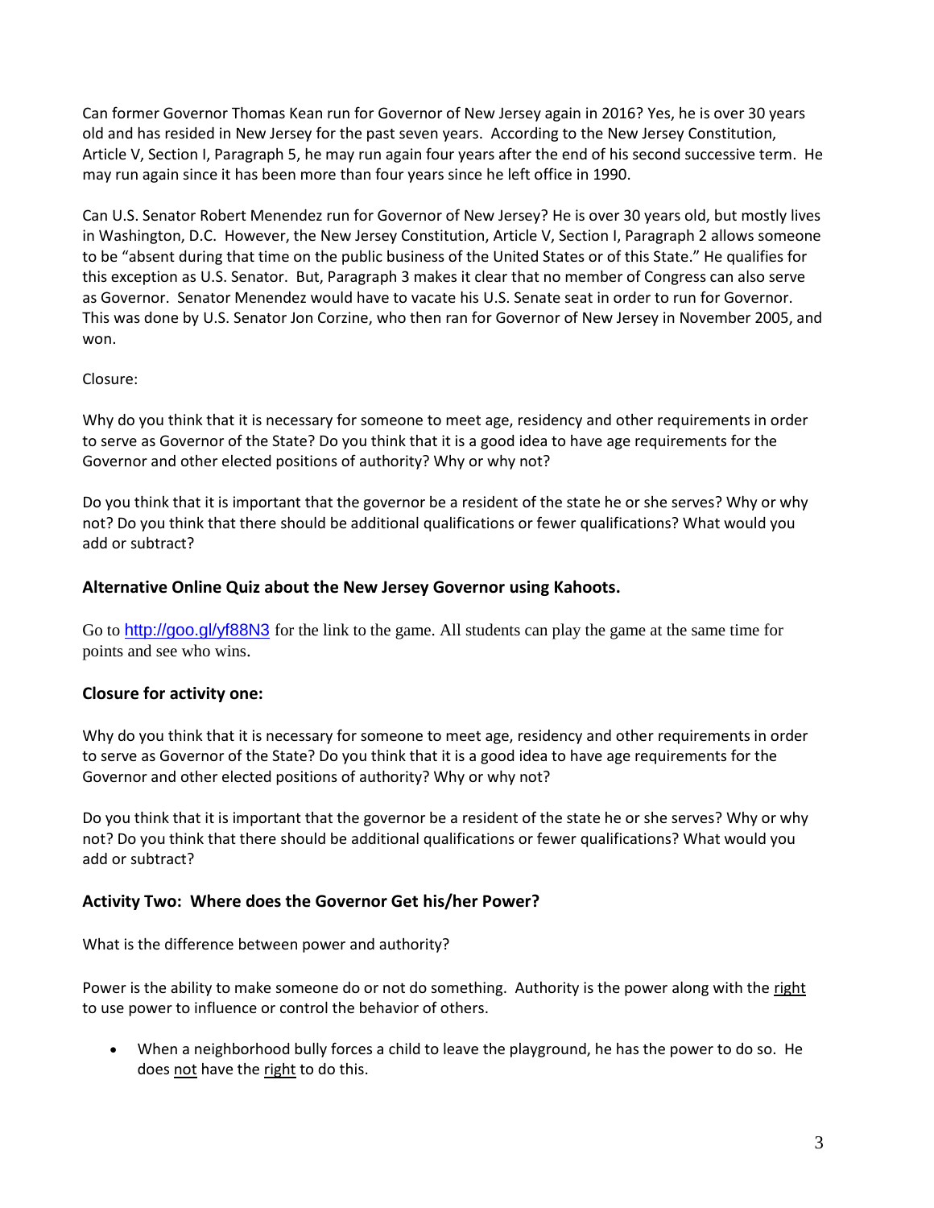Can former Governor Thomas Kean run for Governor of New Jersey again in 2016? Yes, he is over 30 years old and has resided in New Jersey for the past seven years. According to the New Jersey Constitution, Article V, Section I, Paragraph 5, he may run again four years after the end of his second successive term. He may run again since it has been more than four years since he left office in 1990.

Can U.S. Senator Robert Menendez run for Governor of New Jersey? He is over 30 years old, but mostly lives in Washington, D.C. However, the New Jersey Constitution, Article V, Section I, Paragraph 2 allows someone to be "absent during that time on the public business of the United States or of this State." He qualifies for this exception as U.S. Senator. But, Paragraph 3 makes it clear that no member of Congress can also serve as Governor. Senator Menendez would have to vacate his U.S. Senate seat in order to run for Governor. This was done by U.S. Senator Jon Corzine, who then ran for Governor of New Jersey in November 2005, and won.

Closure:

Why do you think that it is necessary for someone to meet age, residency and other requirements in order to serve as Governor of the State? Do you think that it is a good idea to have age requirements for the Governor and other elected positions of authority? Why or why not?

Do you think that it is important that the governor be a resident of the state he or she serves? Why or why not? Do you think that there should be additional qualifications or fewer qualifications? What would you add or subtract?

### Alternative Online Quiz about the New Jersey Governor using Kahoots.

Go to http://goo.gl/yf88N3 for the link to the game. All students can play the game at the same time for points and see who wins.

### Closure for activity one:

Why do you think that it is necessary for someone to meet age, residency and other requirements in order to serve as Governor of the State? Do you think that it is a good idea to have age requirements for the Governor and other elected positions of authority? Why or why not?

Do you think that it is important that the governor be a resident of the state he or she serves? Why or why not? Do you think that there should be additional qualifications or fewer qualifications? What would you add or subtract?

### Activity Two: Where does the Governor Get his/her Power?

What is the difference between power and authority?

Power is the ability to make someone do or not do something. Authority is the power along with the <u>right</u> to use power to influence or control the behavior of others.

- When a neighborhood bully forces a child to leave the playground, he has the power to do so. He does <u>not</u> have the <u>right</u> to do this.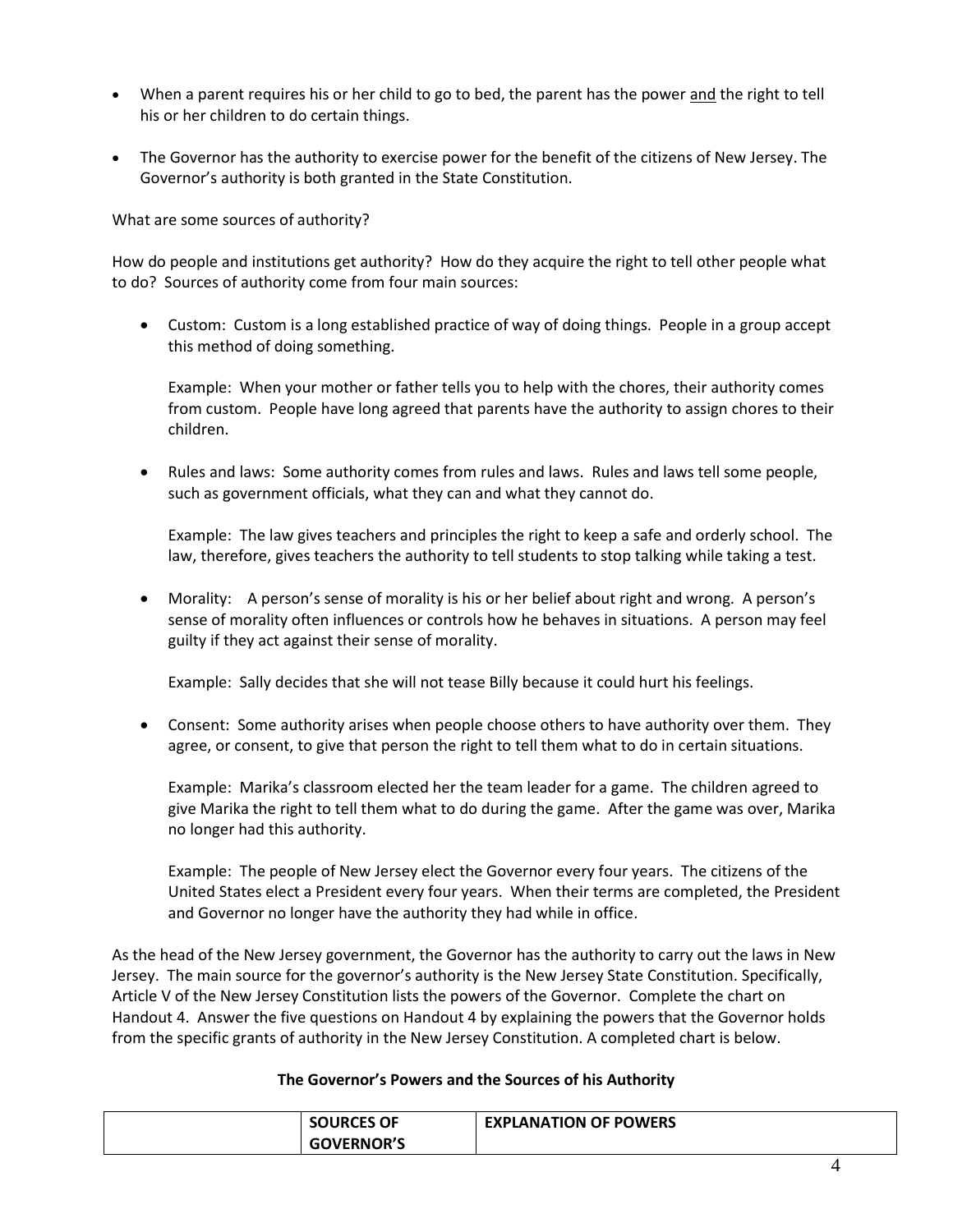- When a parent requires his or her child to go to bed, the parent has the power <u>and</u> the right to tell his or her children to do certain things.

- The Governor has the authority to exercise power for the benefit of the citizens of New Jersey. The Governor's authority is both granted in the State Constitution.

What are some sources of authority?

How do people and institutions get authority? How do they acquire the right to tell other people what to do? Sources of authority come from four main sources:

- Custom: Custom is a long established practice of way of doing things. People in a group accept this method of doing something.

  Example: When your mother or father tells you to help with the chores, their authority comes from custom. People have long agreed that parents have the authority to assign chores to their children.

- Rules and laws: Some authority comes from rules and laws. Rules and laws tell some people, such as government officials, what they can and what they cannot do.

  Example: The law gives teachers and principles the right to keep a safe and orderly school. The law, therefore, gives teachers the authority to tell students to stop talking while taking a test.

- Morality: A person's sense of morality is his or her belief about right and wrong. A person's sense of morality often influences or controls how he behaves in situations. A person may feel guilty if they act against their sense of morality.

  Example: Sally decides that she will not tease Billy because it could hurt his feelings.

- Consent: Some authority arises when people choose others to have authority over them. They agree, or consent, to give that person the right to tell them what to do in certain situations.

  Example: Marika's classroom elected her the team leader for a game. The children agreed to give Marika the right to tell them what to do during the game. After the game was over, Marika no longer had this authority.

  Example: The people of New Jersey elect the Governor every four years. The citizens of the United States elect a President every four years. When their terms are completed, the President and Governor no longer have the authority they had while in office.

As the head of the New Jersey government, the Governor has the authority to carry out the laws in New Jersey. The main source for the governor's authority is the New Jersey State Constitution. Specifically, Article V of the New Jersey Constitution lists the powers of the Governor. Complete the chart on Handout 4. Answer the five questions on Handout 4 by explaining the powers that the Governor holds from the specific grants of authority in the New Jersey Constitution. A completed chart is below.

**The Governor's Powers and the Sources of his Authority**

| | SOURCES OF GOVERNOR'S | EXPLANATION OF POWERS |
|---|---|---|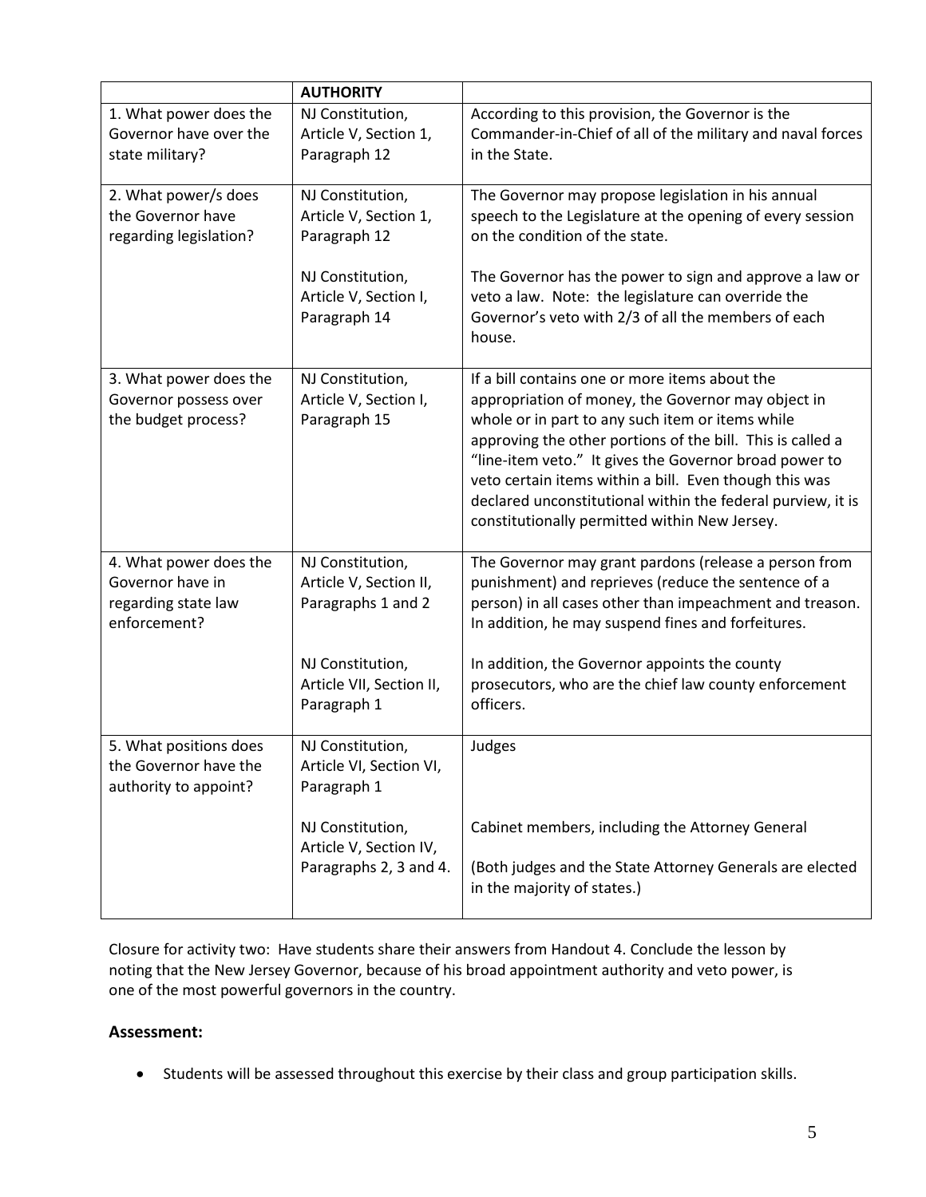| | AUTHORITY | |
|---|---|---|
| 1. What power does the Governor have over the state military? | NJ Constitution, Article V, Section 1, Paragraph 12 | According to this provision, the Governor is the Commander-in-Chief of all of the military and naval forces in the State. |
| 2. What power/s does the Governor have regarding legislation? | NJ Constitution, Article V, Section 1, Paragraph 12<br><br>NJ Constitution, Article V, Section I, Paragraph 14 | The Governor may propose legislation in his annual speech to the Legislature at the opening of every session on the condition of the state.<br><br>The Governor has the power to sign and approve a law or veto a law. Note: the legislature can override the Governor's veto with 2/3 of all the members of each house. |
| 3. What power does the Governor possess over the budget process? | NJ Constitution, Article V, Section I, Paragraph 15 | If a bill contains one or more items about the appropriation of money, the Governor may object in whole or in part to any such item or items while approving the other portions of the bill. This is called a "line-item veto." It gives the Governor broad power to veto certain items within a bill. Even though this was declared unconstitutional within the federal purview, it is constitutionally permitted within New Jersey. |
| 4. What power does the Governor have in regarding state law enforcement? | NJ Constitution, Article V, Section II, Paragraphs 1 and 2<br><br>NJ Constitution, Article VII, Section II, Paragraph 1 | The Governor may grant pardons (release a person from punishment) and reprieves (reduce the sentence of a person) in all cases other than impeachment and treason. In addition, he may suspend fines and forfeitures.<br><br>In addition, the Governor appoints the county prosecutors, who are the chief law county enforcement officers. |
| 5. What positions does the Governor have the authority to appoint? | NJ Constitution, Article VI, Section VI, Paragraph 1<br><br>NJ Constitution, Article V, Section IV, Paragraphs 2, 3 and 4. | Judges<br><br>Cabinet members, including the Attorney General<br><br>(Both judges and the State Attorney Generals are elected in the majority of states.) |

Closure for activity two: Have students share their answers from Handout 4. Conclude the lesson by noting that the New Jersey Governor, because of his broad appointment authority and veto power, is one of the most powerful governors in the country.

## Assessment:

- Students will be assessed throughout this exercise by their class and group participation skills.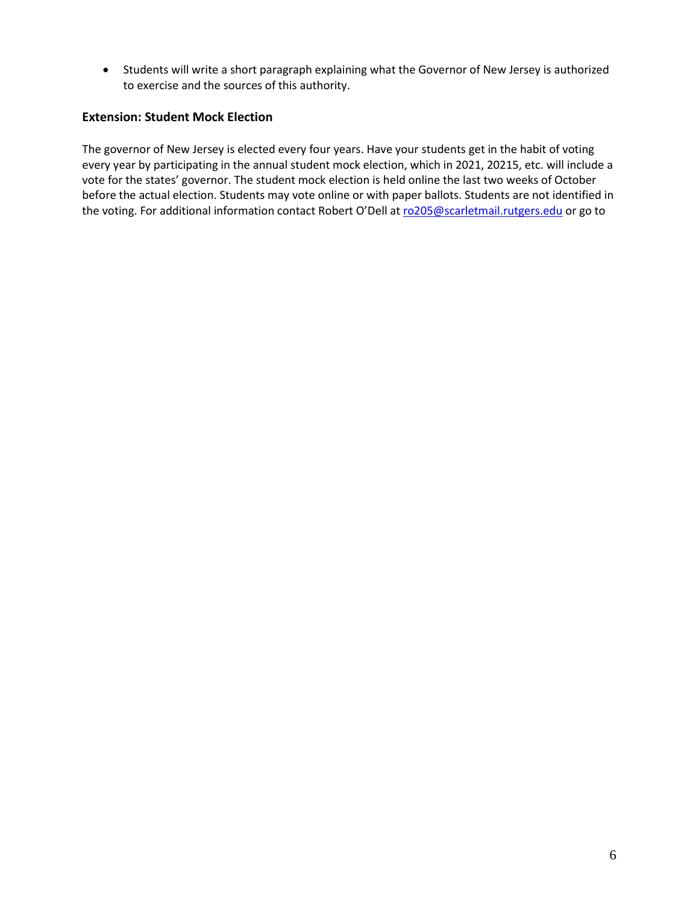- Students will write a short paragraph explaining what the Governor of New Jersey is authorized to exercise and the sources of this authority.

### Extension: Student Mock Election

The governor of New Jersey is elected every four years. Have your students get in the habit of voting every year by participating in the annual student mock election, which in 2021, 20215, etc. will include a vote for the states' governor. The student mock election is held online the last two weeks of October before the actual election. Students may vote online or with paper ballots. Students are not identified in the voting. For additional information contact Robert O'Dell at ro205@scarletmail.rutgers.edu or go to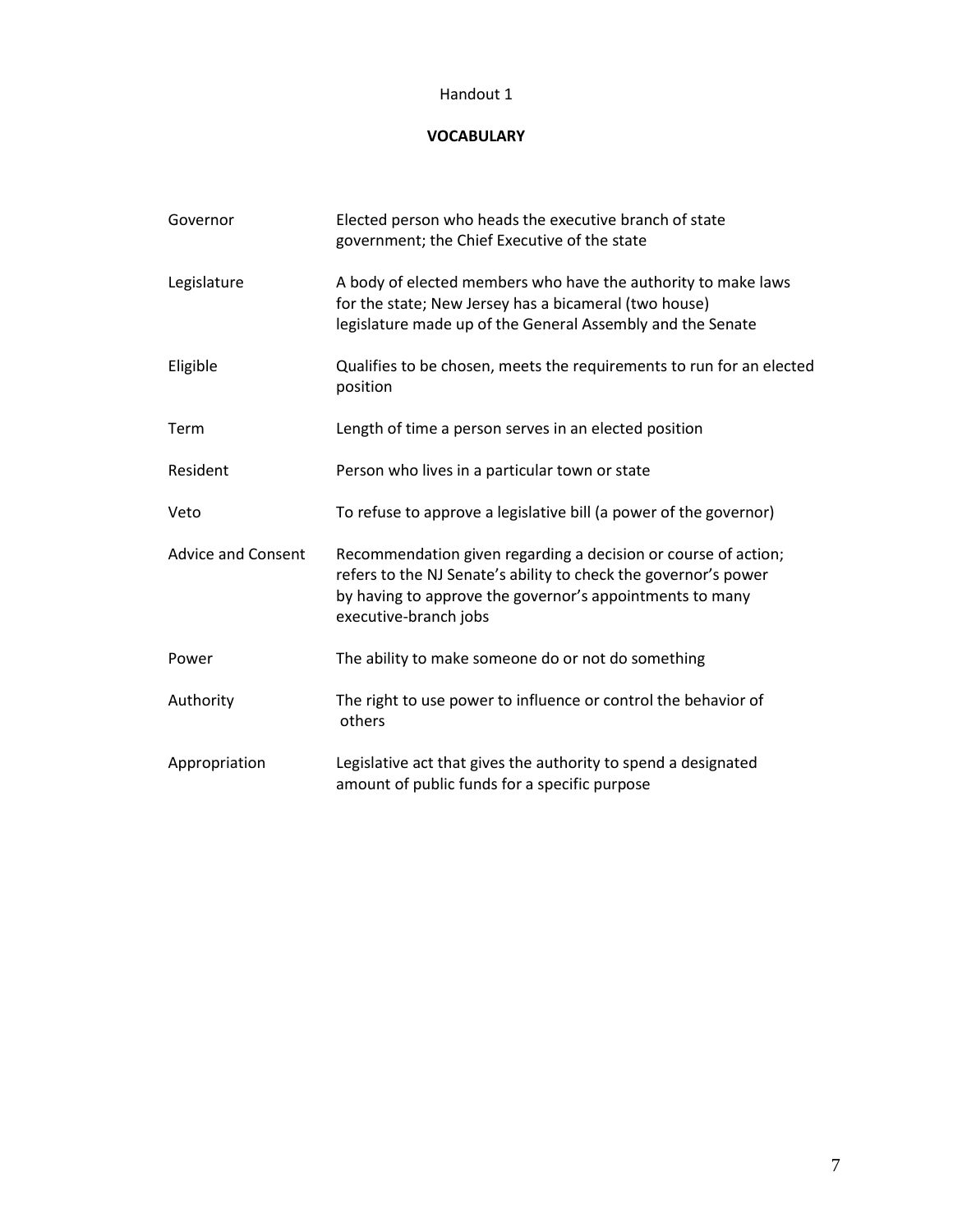Handout 1

## VOCABULARY

| | |
|---|---|
| Governor | Elected person who heads the executive branch of state government; the Chief Executive of the state |
| Legislature | A body of elected members who have the authority to make laws for the state; New Jersey has a bicameral (two house) legislature made up of the General Assembly and the Senate |
| Eligible | Qualifies to be chosen, meets the requirements to run for an elected position |
| Term | Length of time a person serves in an elected position |
| Resident | Person who lives in a particular town or state |
| Veto | To refuse to approve a legislative bill (a power of the governor) |
| Advice and Consent | Recommendation given regarding a decision or course of action; refers to the NJ Senate's ability to check the governor's power by having to approve the governor's appointments to many executive-branch jobs |
| Power | The ability to make someone do or not do something |
| Authority | The right to use power to influence or control the behavior of others |
| Appropriation | Legislative act that gives the authority to spend a designated amount of public funds for a specific purpose |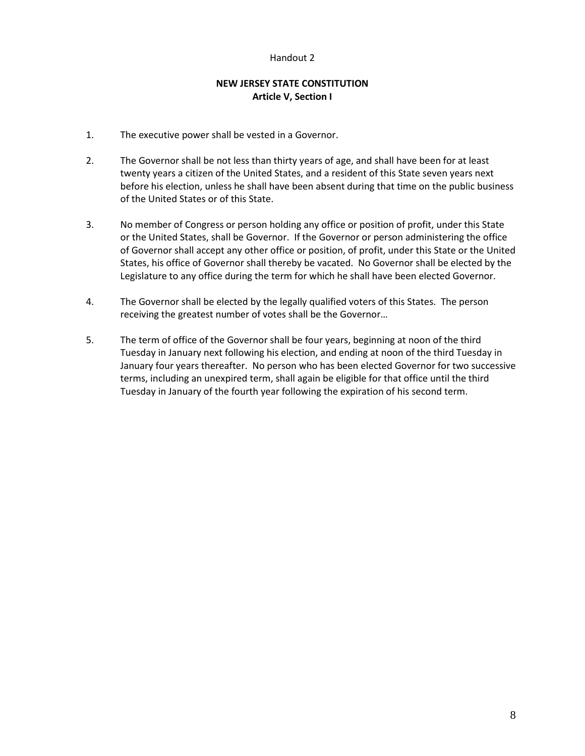Handout 2

## NEW JERSEY STATE CONSTITUTION
### Article V, Section I

1. The executive power shall be vested in a Governor.

2. The Governor shall be not less than thirty years of age, and shall have been for at least twenty years a citizen of the United States, and a resident of this State seven years next before his election, unless he shall have been absent during that time on the public business of the United States or of this State.

3. No member of Congress or person holding any office or position of profit, under this State or the United States, shall be Governor. If the Governor or person administering the office of Governor shall accept any other office or position, of profit, under this State or the United States, his office of Governor shall thereby be vacated. No Governor shall be elected by the Legislature to any office during the term for which he shall have been elected Governor.

4. The Governor shall be elected by the legally qualified voters of this States. The person receiving the greatest number of votes shall be the Governor…

5. The term of office of the Governor shall be four years, beginning at noon of the third Tuesday in January next following his election, and ending at noon of the third Tuesday in January four years thereafter. No person who has been elected Governor for two successive terms, including an unexpired term, shall again be eligible for that office until the third Tuesday in January of the fourth year following the expiration of his second term.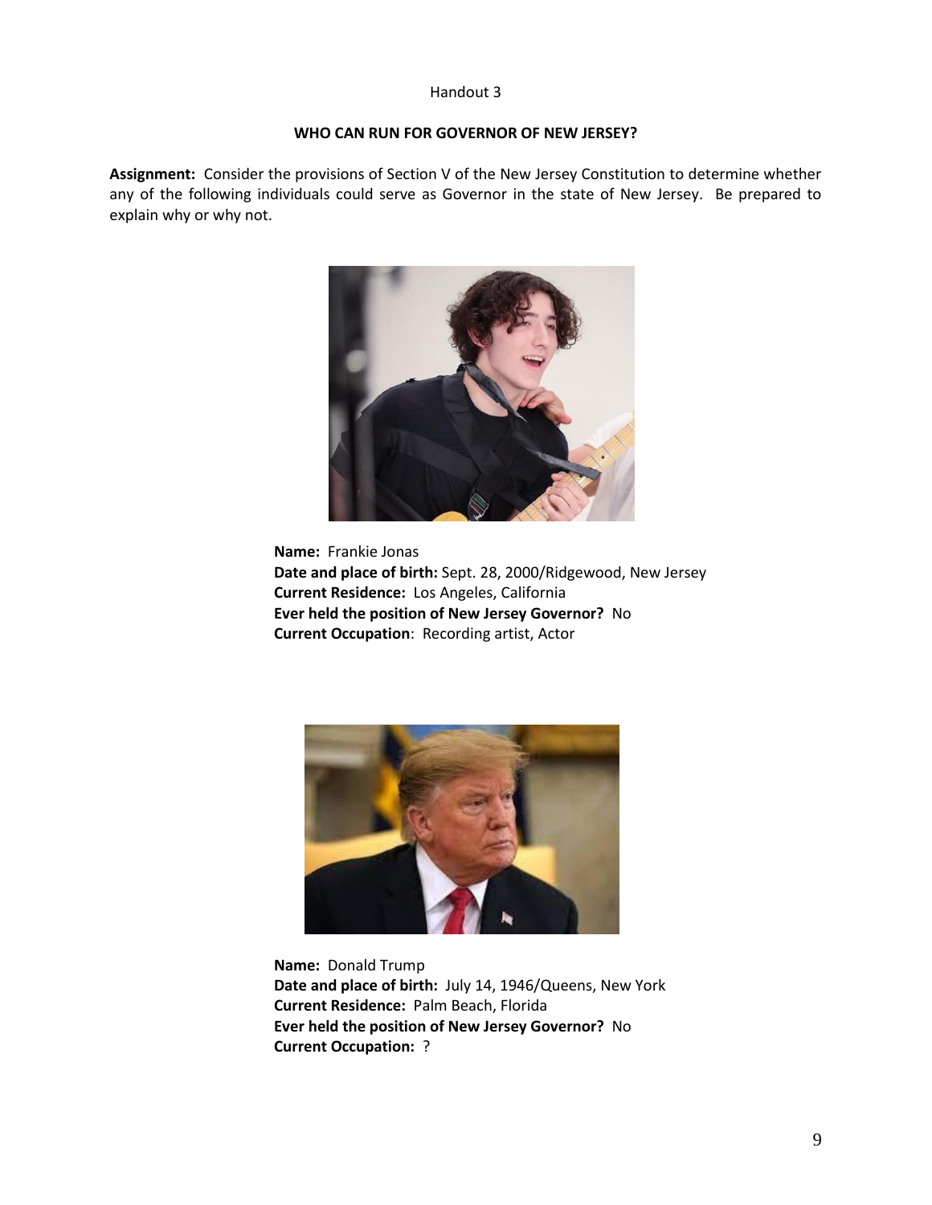Handout 3

**WHO CAN RUN FOR GOVERNOR OF NEW JERSEY?**

**Assignment:** Consider the provisions of Section V of the New Jersey Constitution to determine whether any of the following individuals could serve as Governor in the state of New Jersey. Be prepared to explain why or why not.

**Name:** Frankie Jonas
**Date and place of birth:** Sept. 28, 2000/Ridgewood, New Jersey
**Current Residence:** Los Angeles, California
**Ever held the position of New Jersey Governor?** No
**Current Occupation**: Recording artist, Actor

**Name:** Donald Trump
**Date and place of birth:** July 14, 1946/Queens, New York
**Current Residence:** Palm Beach, Florida
**Ever held the position of New Jersey Governor?** No
**Current Occupation:** ?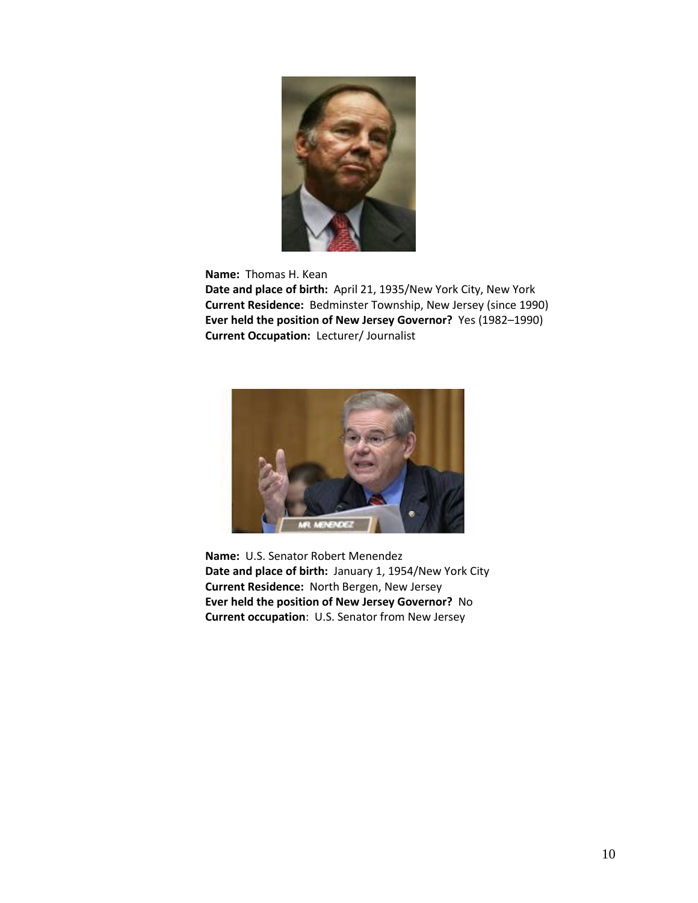**Name:** Thomas H. Kean
**Date and place of birth:** April 21, 1935/New York City, New York
**Current Residence:** Bedminster Township, New Jersey (since 1990)
**Ever held the position of New Jersey Governor?** Yes (1982–1990)
**Current Occupation:** Lecturer/ Journalist

**Name:** U.S. Senator Robert Menendez
**Date and place of birth:** January 1, 1954/New York City
**Current Residence:** North Bergen, New Jersey
**Ever held the position of New Jersey Governor?** No
**Current occupation**: U.S. Senator from New Jersey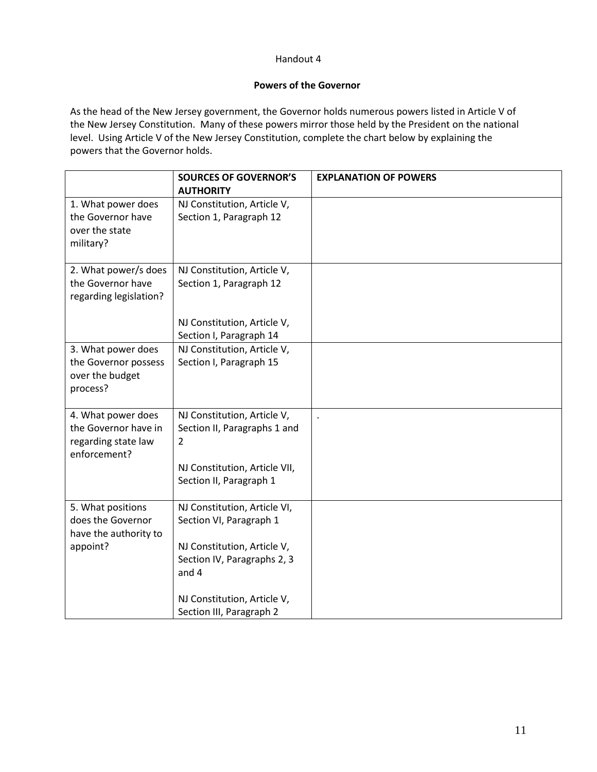Handout 4

**Powers of the Governor**

As the head of the New Jersey government, the Governor holds numerous powers listed in Article V of the New Jersey Constitution. Many of these powers mirror those held by the President on the national level. Using Article V of the New Jersey Constitution, complete the chart below by explaining the powers that the Governor holds.

| | SOURCES OF GOVERNOR'S AUTHORITY | EXPLANATION OF POWERS |
|---|---|---|
| 1. What power does the Governor have over the state military? | NJ Constitution, Article V, Section 1, Paragraph 12 | |
| 2. What power/s does the Governor have regarding legislation? | NJ Constitution, Article V, Section 1, Paragraph 12<br><br>NJ Constitution, Article V, Section I, Paragraph 14 | |
| 3. What power does the Governor possess over the budget process? | NJ Constitution, Article V, Section I, Paragraph 15 | |
| 4. What power does the Governor have in regarding state law enforcement? | NJ Constitution, Article V, Section II, Paragraphs 1 and 2<br><br>NJ Constitution, Article VII, Section II, Paragraph 1 | . |
| 5. What positions does the Governor have the authority to appoint? | NJ Constitution, Article VI, Section VI, Paragraph 1<br><br>NJ Constitution, Article V, Section IV, Paragraphs 2, 3 and 4<br><br>NJ Constitution, Article V, Section III, Paragraph 2 | |